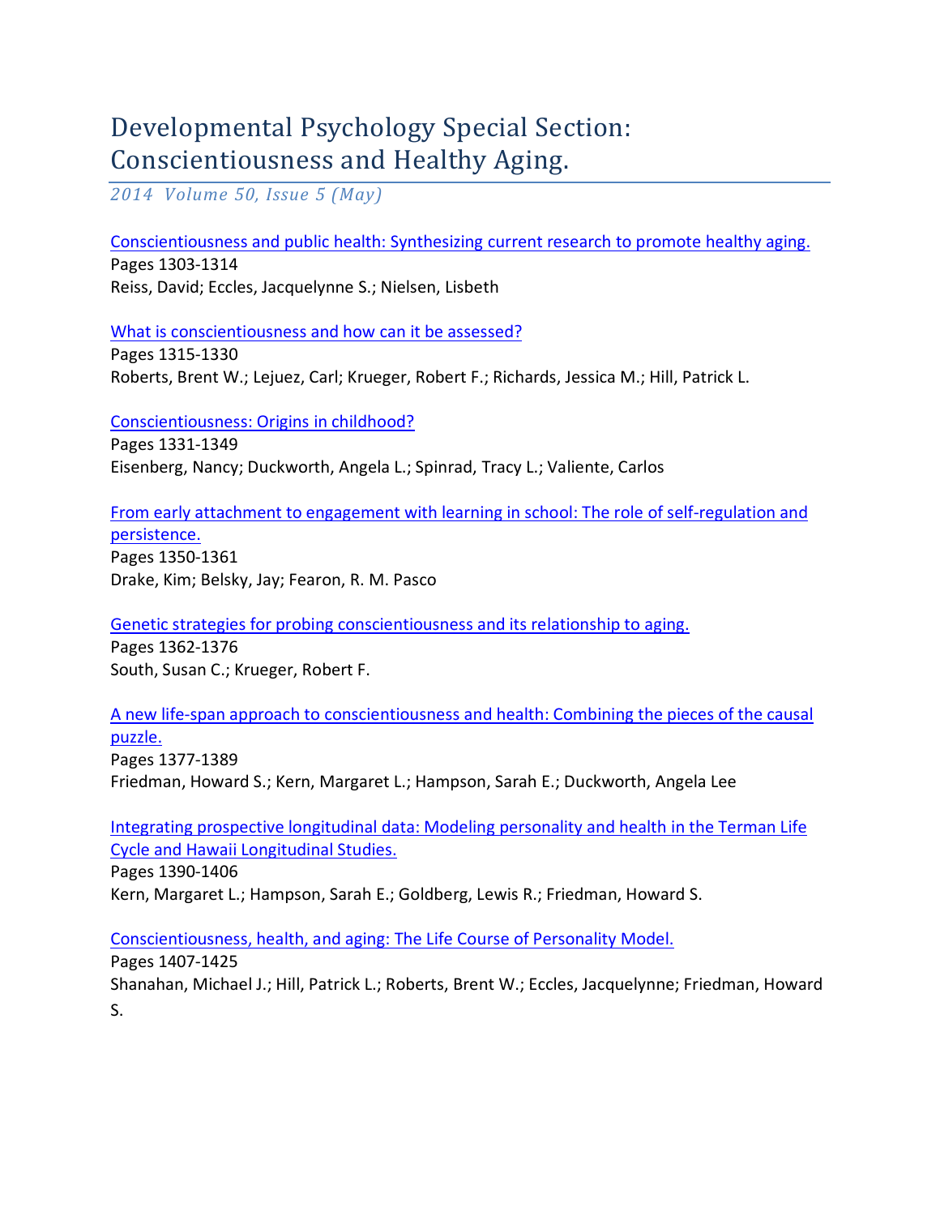# Developmental Psychology Special Section: Conscientiousness and Healthy Aging.

*2014 Volume 50, Issue 5 (May)*

[Conscientiousness and public health: Synthesizing current research to promote healthy aging.]
Pages 1303-1314
Reiss, David; Eccles, Jacquelynne S.; Nielsen, Lisbeth

[What is conscientiousness and how can it be assessed?]
Pages 1315-1330
Roberts, Brent W.; Lejuez, Carl; Krueger, Robert F.; Richards, Jessica M.; Hill, Patrick L.

[Conscientiousness: Origins in childhood?]
Pages 1331-1349
Eisenberg, Nancy; Duckworth, Angela L.; Spinrad, Tracy L.; Valiente, Carlos

[From early attachment to engagement with learning in school: The role of self-regulation and persistence.]
Pages 1350-1361
Drake, Kim; Belsky, Jay; Fearon, R. M. Pasco

[Genetic strategies for probing conscientiousness and its relationship to aging.]
Pages 1362-1376
South, Susan C.; Krueger, Robert F.

[A new life-span approach to conscientiousness and health: Combining the pieces of the causal puzzle.]
Pages 1377-1389
Friedman, Howard S.; Kern, Margaret L.; Hampson, Sarah E.; Duckworth, Angela Lee

[Integrating prospective longitudinal data: Modeling personality and health in the Terman Life Cycle and Hawaii Longitudinal Studies.]
Pages 1390-1406
Kern, Margaret L.; Hampson, Sarah E.; Goldberg, Lewis R.; Friedman, Howard S.

[Conscientiousness, health, and aging: The Life Course of Personality Model.]
Pages 1407-1425
Shanahan, Michael J.; Hill, Patrick L.; Roberts, Brent W.; Eccles, Jacquelynne; Friedman, Howard S.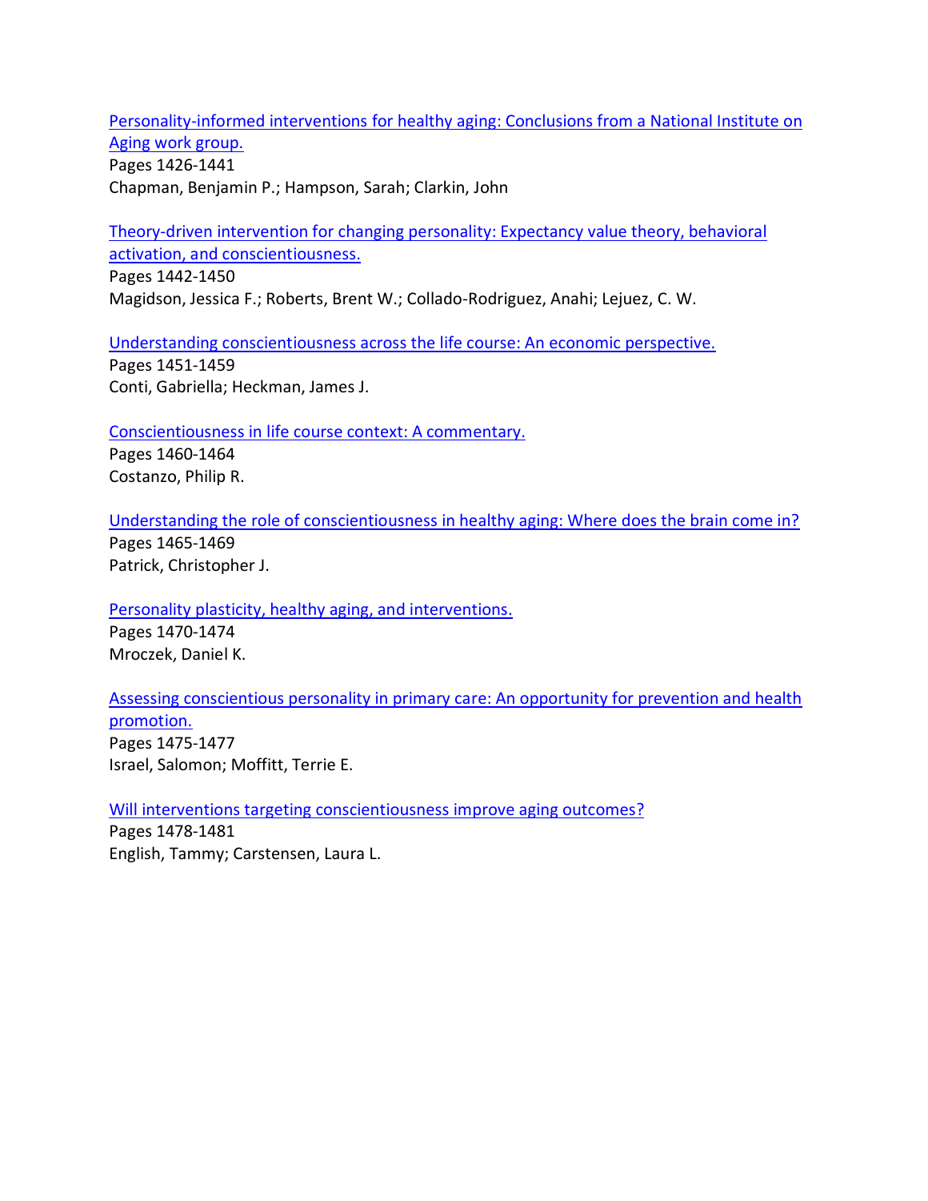[Personality-informed interventions for healthy aging: Conclusions from a National Institute on Aging work group.]()
Pages 1426-1441
Chapman, Benjamin P.; Hampson, Sarah; Clarkin, John

[Theory-driven intervention for changing personality: Expectancy value theory, behavioral activation, and conscientiousness.]()
Pages 1442-1450
Magidson, Jessica F.; Roberts, Brent W.; Collado-Rodriguez, Anahi; Lejuez, C. W.

[Understanding conscientiousness across the life course: An economic perspective.]()
Pages 1451-1459
Conti, Gabriella; Heckman, James J.

[Conscientiousness in life course context: A commentary.]()
Pages 1460-1464
Costanzo, Philip R.

[Understanding the role of conscientiousness in healthy aging: Where does the brain come in?]()
Pages 1465-1469
Patrick, Christopher J.

[Personality plasticity, healthy aging, and interventions.]()
Pages 1470-1474
Mroczek, Daniel K.

[Assessing conscientious personality in primary care: An opportunity for prevention and health promotion.]()
Pages 1475-1477
Israel, Salomon; Moffitt, Terrie E.

[Will interventions targeting conscientiousness improve aging outcomes?]()
Pages 1478-1481
English, Tammy; Carstensen, Laura L.